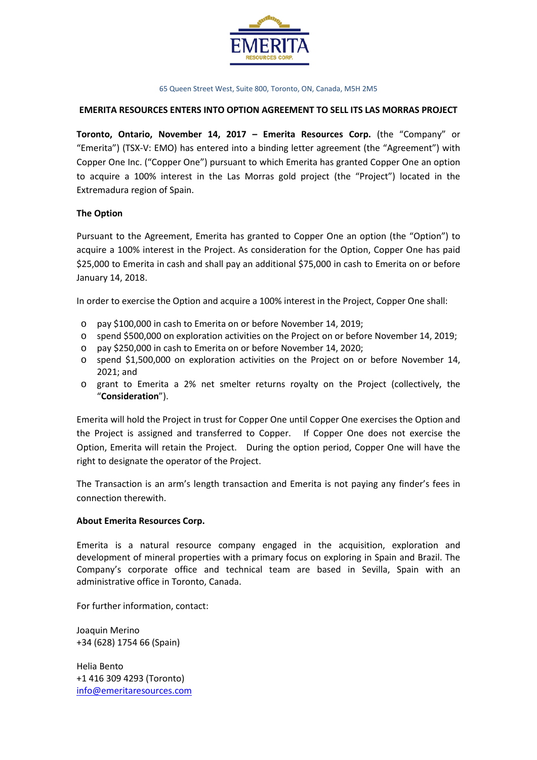EMERITA
RESOURCES CORP.

65 Queen Street West, Suite 800, Toronto, ON, Canada, M5H 2M5

**EMERITA RESOURCES ENTERS INTO OPTION AGREEMENT TO SELL ITS LAS MORRAS PROJECT**

**Toronto, Ontario, November 14, 2017 – Emerita Resources Corp.** (the "Company" or "Emerita") (TSX-V: EMO) has entered into a binding letter agreement (the "Agreement") with Copper One Inc. ("Copper One") pursuant to which Emerita has granted Copper One an option to acquire a 100% interest in the Las Morras gold project (the "Project") located in the Extremadura region of Spain.

**The Option**

Pursuant to the Agreement, Emerita has granted to Copper One an option (the "Option") to acquire a 100% interest in the Project. As consideration for the Option, Copper One has paid $25,000 to Emerita in cash and shall pay an additional $75,000 in cash to Emerita on or before January 14, 2018.

In order to exercise the Option and acquire a 100% interest in the Project, Copper One shall:

- pay $100,000 in cash to Emerita on or before November 14, 2019;
- spend $500,000 on exploration activities on the Project on or before November 14, 2019;
- pay $250,000 in cash to Emerita on or before November 14, 2020;
- spend $1,500,000 on exploration activities on the Project on or before November 14, 2021; and
- grant to Emerita a 2% net smelter returns royalty on the Project (collectively, the "**Consideration**").

Emerita will hold the Project in trust for Copper One until Copper One exercises the Option and the Project is assigned and transferred to Copper. If Copper One does not exercise the Option, Emerita will retain the Project. During the option period, Copper One will have the right to designate the operator of the Project.

The Transaction is an arm's length transaction and Emerita is not paying any finder's fees in connection therewith.

**About Emerita Resources Corp.**

Emerita is a natural resource company engaged in the acquisition, exploration and development of mineral properties with a primary focus on exploring in Spain and Brazil. The Company's corporate office and technical team are based in Sevilla, Spain with an administrative office in Toronto, Canada.

For further information, contact:

Joaquin Merino
+34 (628) 1754 66 (Spain)

Helia Bento
+1 416 309 4293 (Toronto)
info@emeritaresources.com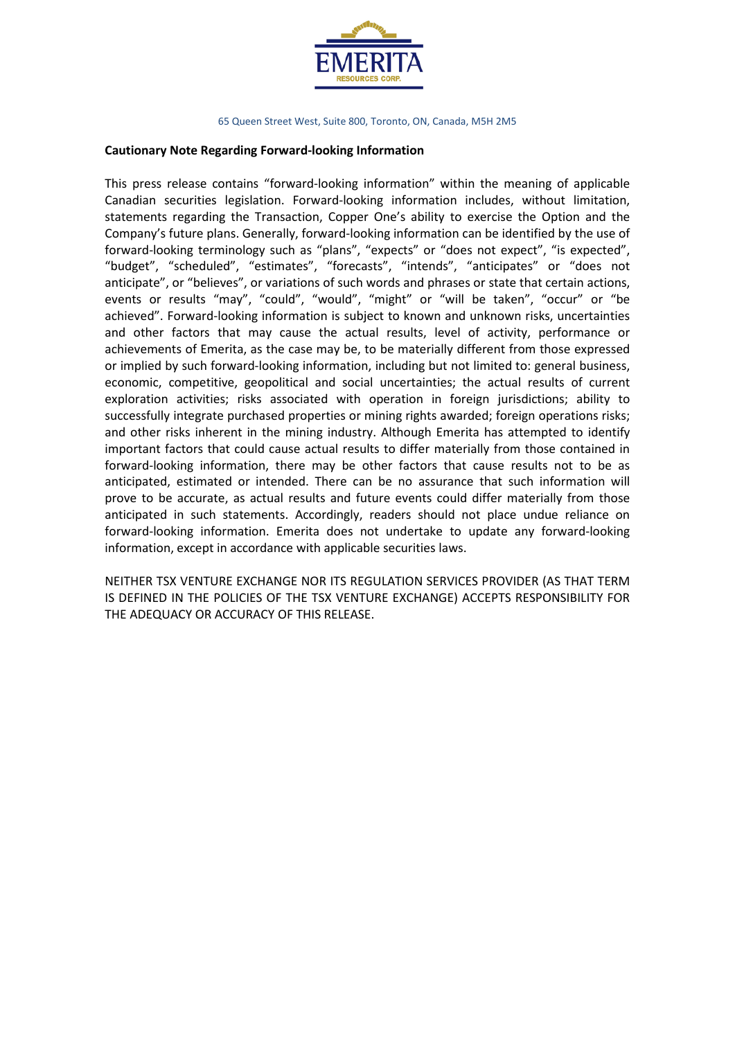65 Queen Street West, Suite 800, Toronto, ON, Canada, M5H 2M5

**Cautionary Note Regarding Forward-looking Information**

This press release contains "forward-looking information" within the meaning of applicable Canadian securities legislation. Forward-looking information includes, without limitation, statements regarding the Transaction, Copper One's ability to exercise the Option and the Company's future plans. Generally, forward-looking information can be identified by the use of forward-looking terminology such as "plans", "expects" or "does not expect", "is expected", "budget", "scheduled", "estimates", "forecasts", "intends", "anticipates" or "does not anticipate", or "believes", or variations of such words and phrases or state that certain actions, events or results "may", "could", "would", "might" or "will be taken", "occur" or "be achieved". Forward-looking information is subject to known and unknown risks, uncertainties and other factors that may cause the actual results, level of activity, performance or achievements of Emerita, as the case may be, to be materially different from those expressed or implied by such forward-looking information, including but not limited to: general business, economic, competitive, geopolitical and social uncertainties; the actual results of current exploration activities; risks associated with operation in foreign jurisdictions; ability to successfully integrate purchased properties or mining rights awarded; foreign operations risks; and other risks inherent in the mining industry. Although Emerita has attempted to identify important factors that could cause actual results to differ materially from those contained in forward-looking information, there may be other factors that cause results not to be as anticipated, estimated or intended. There can be no assurance that such information will prove to be accurate, as actual results and future events could differ materially from those anticipated in such statements. Accordingly, readers should not place undue reliance on forward-looking information. Emerita does not undertake to update any forward-looking information, except in accordance with applicable securities laws.

NEITHER TSX VENTURE EXCHANGE NOR ITS REGULATION SERVICES PROVIDER (AS THAT TERM IS DEFINED IN THE POLICIES OF THE TSX VENTURE EXCHANGE) ACCEPTS RESPONSIBILITY FOR THE ADEQUACY OR ACCURACY OF THIS RELEASE.